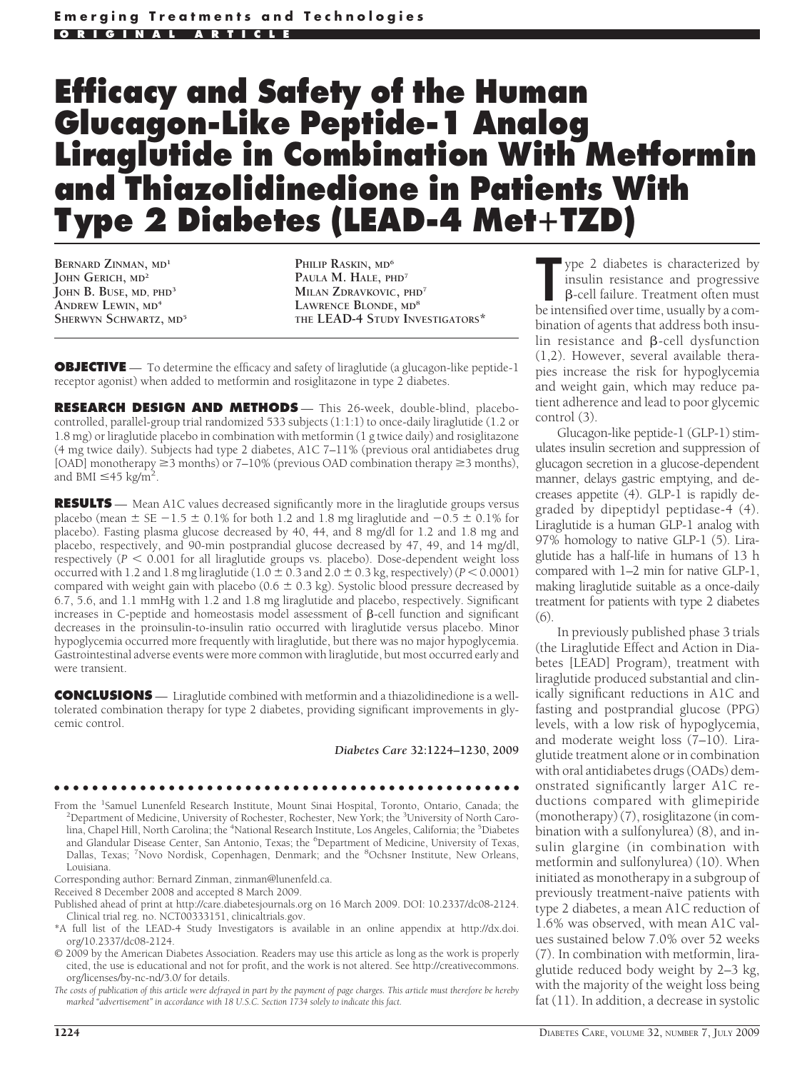Emerging Treatments and Technologies

ORIGINAL ARTICLE

# Efficacy and Safety of the Human Glucagon-Like Peptide-1 Analog Liraglutide in Combination With Metformin and Thiazolidinedione in Patients With Type 2 Diabetes (LEAD-4 Met+TZD)

BERNARD ZINMAN, MD[1]
JOHN GERICH, MD[2]
JOHN B. BUSE, MD, PHD[3]
ANDREW LEWIN, MD[4]
SHERWYN SCHWARTZ, MD[5]
PHILIP RASKIN, MD[6]
PAULA M. HALE, PHD[7]
MILAN ZDRAVKOVIC, PHD[7]
LAWRENCE BLONDE, MD[8]
THE LEAD-4 STUDY INVESTIGATORS*

**OBJECTIVE** — To determine the efficacy and safety of liraglutide (a glucagon-like peptide-1 receptor agonist) when added to metformin and rosiglitazone in type 2 diabetes.

**RESEARCH DESIGN AND METHODS** — This 26-week, double-blind, placebo-controlled, parallel-group trial randomized 533 subjects (1:1:1) to once-daily liraglutide (1.2 or 1.8 mg) or liraglutide placebo in combination with metformin (1 g twice daily) and rosiglitazone (4 mg twice daily). Subjects had type 2 diabetes, A1C 7–11% (previous oral antidiabetes drug [OAD] monotherapy ≥3 months) or 7–10% (previous OAD combination therapy ≥3 months), and BMI ≤45 kg/m$^2$.

**RESULTS** — Mean A1C values decreased significantly more in the liraglutide groups versus placebo (mean ± SE −1.5 ± 0.1% for both 1.2 and 1.8 mg liraglutide and −0.5 ± 0.1% for placebo). Fasting plasma glucose decreased by 40, 44, and 8 mg/dl for 1.2 and 1.8 mg and placebo, respectively, and 90-min postprandial glucose decreased by 47, 49, and 14 mg/dl, respectively ($P < 0.001$ for all liraglutide groups vs. placebo). Dose-dependent weight loss occurred with 1.2 and 1.8 mg liraglutide (1.0 ± 0.3 and 2.0 ± 0.3 kg, respectively) ($P < 0.0001$) compared with weight gain with placebo (0.6 ± 0.3 kg). Systolic blood pressure decreased by 6.7, 5.6, and 1.1 mmHg with 1.2 and 1.8 mg liraglutide and placebo, respectively. Significant increases in C-peptide and homeostasis model assessment of β-cell function and significant decreases in the proinsulin-to-insulin ratio occurred with liraglutide versus placebo. Minor hypoglycemia occurred more frequently with liraglutide, but there was no major hypoglycemia. Gastrointestinal adverse events were more common with liraglutide, but most occurred early and were transient.

**CONCLUSIONS** — Liraglutide combined with metformin and a thiazolidinedione is a well-tolerated combination therapy for type 2 diabetes, providing significant improvements in glycemic control.

*Diabetes Care* **32:1224–1230, 2009**

From the [1]Samuel Lunenfeld Research Institute, Mount Sinai Hospital, Toronto, Ontario, Canada; the [2]Department of Medicine, University of Rochester, Rochester, New York; the [3]University of North Carolina, Chapel Hill, North Carolina; the [4]National Research Institute, Los Angeles, California; the [5]Diabetes and Glandular Disease Center, San Antonio, Texas; the [6]Department of Medicine, University of Texas, Dallas, Texas; [7]Novo Nordisk, Copenhagen, Denmark; and the [8]Ochsner Institute, New Orleans, Louisiana.

Corresponding author: Bernard Zinman, zinman@lunenfeld.ca.

Received 8 December 2008 and accepted 8 March 2009.

Published ahead of print at http://care.diabetesjournals.org on 16 March 2009. DOI: 10.2337/dc08-2124. Clinical trial reg. no. NCT00333151, clinicaltrials.gov.

*A full list of the LEAD-4 Study Investigators is available in an online appendix at http://dx.doi.org/10.2337/dc08-2124.

© 2009 by the American Diabetes Association. Readers may use this article as long as the work is properly cited, the use is educational and not for profit, and the work is not altered. See http://creativecommons.org/licenses/by-nc-nd/3.0/ for details.

*The costs of publication of this article were defrayed in part by the payment of page charges. This article must therefore be hereby marked "advertisement" in accordance with 18 U.S.C. Section 1734 solely to indicate this fact.*

Type 2 diabetes is characterized by insulin resistance and progressive β-cell failure. Treatment often must be intensified over time, usually by a combination of agents that address both insulin resistance and β-cell dysfunction (1,2). However, several available therapies increase the risk for hypoglycemia and weight gain, which may reduce patient adherence and lead to poor glycemic control (3).

Glucagon-like peptide-1 (GLP-1) stimulates insulin secretion and suppression of glucagon secretion in a glucose-dependent manner, delays gastric emptying, and decreases appetite (4). GLP-1 is rapidly degraded by dipeptidyl peptidase-4 (4). Liraglutide is a human GLP-1 analog with 97% homology to native GLP-1 (5). Liraglutide has a half-life in humans of 13 h compared with 1–2 min for native GLP-1, making liraglutide suitable as a once-daily treatment for patients with type 2 diabetes (6).

In previously published phase 3 trials (the Liraglutide Effect and Action in Diabetes [LEAD] Program), treatment with liraglutide produced substantial and clinically significant reductions in A1C and fasting and postprandial glucose (PPG) levels, with a low risk of hypoglycemia, and moderate weight loss (7–10). Liraglutide treatment alone or in combination with oral antidiabetes drugs (OADs) demonstrated significantly larger A1C reductions compared with glimepiride (monotherapy) (7), rosiglitazone (in combination with a sulfonylurea) (8), and insulin glargine (in combination with metformin and sulfonylurea) (10). When initiated as monotherapy in a subgroup of previously treatment-naïve patients with type 2 diabetes, a mean A1C reduction of 1.6% was observed, with mean A1C values sustained below 7.0% over 52 weeks (7). In combination with metformin, liraglutide reduced body weight by 2–3 kg, with the majority of the weight loss being fat (11). In addition, a decrease in systolic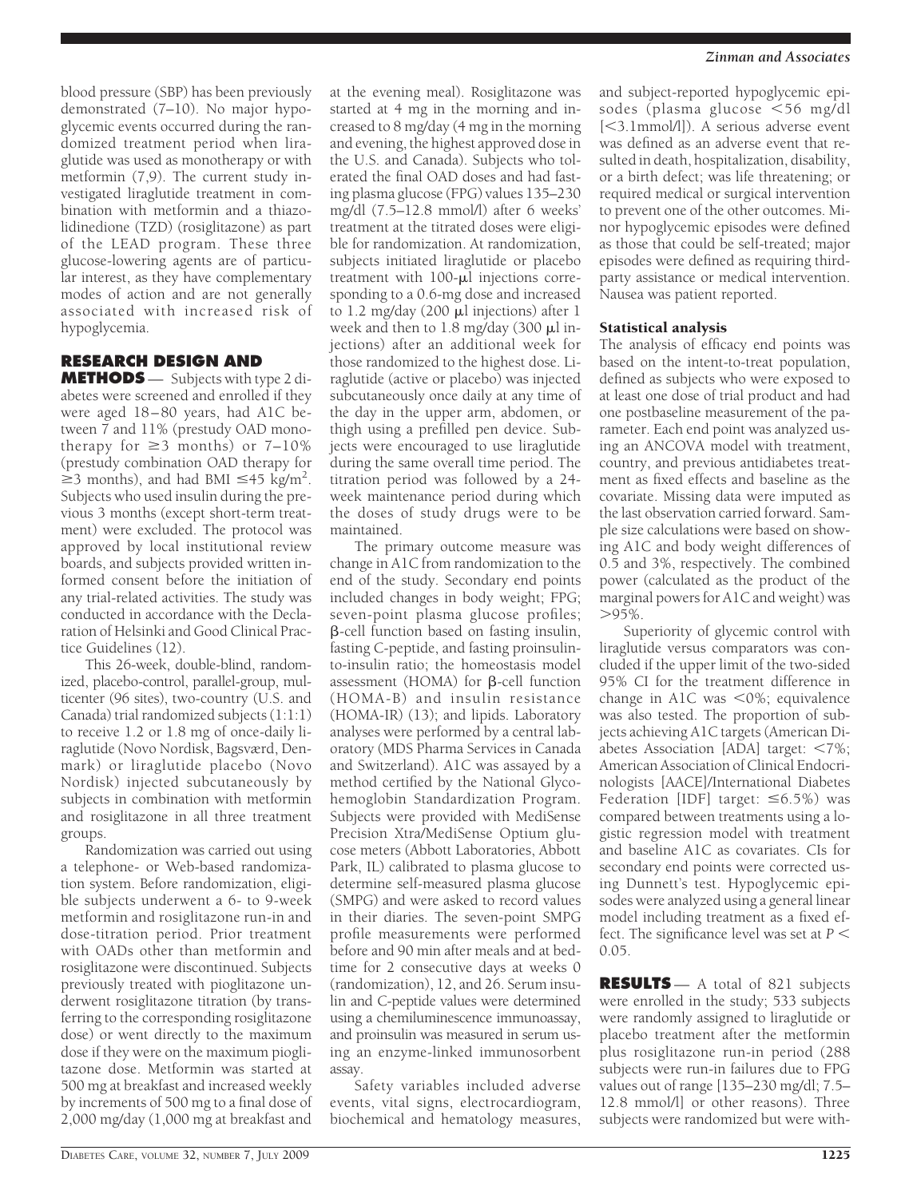blood pressure (SBP) has been previously demonstrated (7–10). No major hypoglycemic events occurred during the randomized treatment period when liraglutide was used as monotherapy or with metformin (7,9). The current study investigated liraglutide treatment in combination with metformin and a thiazolidinedione (TZD) (rosiglitazone) as part of the LEAD program. These three glucose-lowering agents are of particular interest, as they have complementary modes of action and are not generally associated with increased risk of hypoglycemia.

## RESEARCH DESIGN AND METHODS

Subjects with type 2 diabetes were screened and enrolled if they were aged 18–80 years, had A1C between 7 and 11% (prestudy OAD monotherapy for ≥3 months) or 7–10% (prestudy combination OAD therapy for ≥3 months), and had BMI ≤45 kg/m$^2$. Subjects who used insulin during the previous 3 months (except short-term treatment) were excluded. The protocol was approved by local institutional review boards, and subjects provided written informed consent before the initiation of any trial-related activities. The study was conducted in accordance with the Declaration of Helsinki and Good Clinical Practice Guidelines (12).

This 26-week, double-blind, randomized, placebo-control, parallel-group, multicenter (96 sites), two-country (U.S. and Canada) trial randomized subjects (1:1:1) to receive 1.2 or 1.8 mg of once-daily liraglutide (Novo Nordisk, Bagsværd, Denmark) or liraglutide placebo (Novo Nordisk) injected subcutaneously by subjects in combination with metformin and rosiglitazone in all three treatment groups.

Randomization was carried out using a telephone- or Web-based randomization system. Before randomization, eligible subjects underwent a 6- to 9-week metformin and rosiglitazone run-in and dose-titration period. Prior treatment with OADs other than metformin and rosiglitazone were discontinued. Subjects previously treated with pioglitazone underwent rosiglitazone titration (by transferring to the corresponding rosiglitazone dose) or went directly to the maximum dose if they were on the maximum pioglitazone dose. Metformin was started at 500 mg at breakfast and increased weekly by increments of 500 mg to a final dose of 2,000 mg/day (1,000 mg at breakfast and at the evening meal). Rosiglitazone was started at 4 mg in the morning and increased to 8 mg/day (4 mg in the morning and evening, the highest approved dose in the U.S. and Canada). Subjects who tolerated the final OAD doses and had fasting plasma glucose (FPG) values 135–230 mg/dl (7.5–12.8 mmol/l) after 6 weeks' treatment at the titrated doses were eligible for randomization. At randomization, subjects initiated liraglutide or placebo treatment with 100-μl injections corresponding to a 0.6-mg dose and increased to 1.2 mg/day (200 μl injections) after 1 week and then to 1.8 mg/day (300 μl injections) after an additional week for those randomized to the highest dose. Liraglutide (active or placebo) was injected subcutaneously once daily at any time of the day in the upper arm, abdomen, or thigh using a prefilled pen device. Subjects were encouraged to use liraglutide during the same overall time period. The titration period was followed by a 24-week maintenance period during which the doses of study drugs were to be maintained.

The primary outcome measure was change in A1C from randomization to the end of the study. Secondary end points included changes in body weight; FPG; seven-point plasma glucose profiles; β-cell function based on fasting insulin, fasting C-peptide, and fasting proinsulin-to-insulin ratio; the homeostasis model assessment (HOMA) for β-cell function (HOMA-B) and insulin resistance (HOMA-IR) (13); and lipids. Laboratory analyses were performed by a central laboratory (MDS Pharma Services in Canada and Switzerland). A1C was assayed by a method certified by the National Glycohemoglobin Standardization Program. Subjects were provided with MediSense Precision Xtra/MediSense Optium glucose meters (Abbott Laboratories, Abbott Park, IL) calibrated to plasma glucose to determine self-measured plasma glucose (SMPG) and were asked to record values in their diaries. The seven-point SMPG profile measurements were performed before and 90 min after meals and at bedtime for 2 consecutive days at weeks 0 (randomization), 12, and 26. Serum insulin and C-peptide values were determined using a chemiluminescence immunoassay, and proinsulin was measured in serum using an enzyme-linked immunosorbent assay.

Safety variables included adverse events, vital signs, electrocardiogram, biochemical and hematology measures, and subject-reported hypoglycemic episodes (plasma glucose <56 mg/dl [<3.1mmol/l]). A serious adverse event was defined as an adverse event that resulted in death, hospitalization, disability, or a birth defect; was life threatening; or required medical or surgical intervention to prevent one of the other outcomes. Minor hypoglycemic episodes were defined as those that could be self-treated; major episodes were defined as requiring third-party assistance or medical intervention. Nausea was patient reported.

### Statistical analysis

The analysis of efficacy end points was based on the intent-to-treat population, defined as subjects who were exposed to at least one dose of trial product and had one postbaseline measurement of the parameter. Each end point was analyzed using an ANCOVA model with treatment, country, and previous antidiabetes treatment as fixed effects and baseline as the covariate. Missing data were imputed as the last observation carried forward. Sample size calculations were based on showing A1C and body weight differences of 0.5 and 3%, respectively. The combined power (calculated as the product of the marginal powers for A1C and weight) was >95%.

Superiority of glycemic control with liraglutide versus comparators was concluded if the upper limit of the two-sided 95% CI for the treatment difference in change in A1C was <0%; equivalence was also tested. The proportion of subjects achieving A1C targets (American Diabetes Association [ADA] target: <7%; American Association of Clinical Endocrinologists [AACE]/International Diabetes Federation [IDF] target: ≤6.5%) was compared between treatments using a logistic regression model with treatment and baseline A1C as covariates. CIs for secondary end points were corrected using Dunnett's test. Hypoglycemic episodes were analyzed using a general linear model including treatment as a fixed effect. The significance level was set at $P < 0.05$.

## RESULTS

A total of 821 subjects were enrolled in the study; 533 subjects were randomly assigned to liraglutide or placebo treatment after the metformin plus rosiglitazone run-in period (288 subjects were run-in failures due to FPG values out of range [135–230 mg/dl; 7.5–12.8 mmol/l] or other reasons). Three subjects were randomized but were with-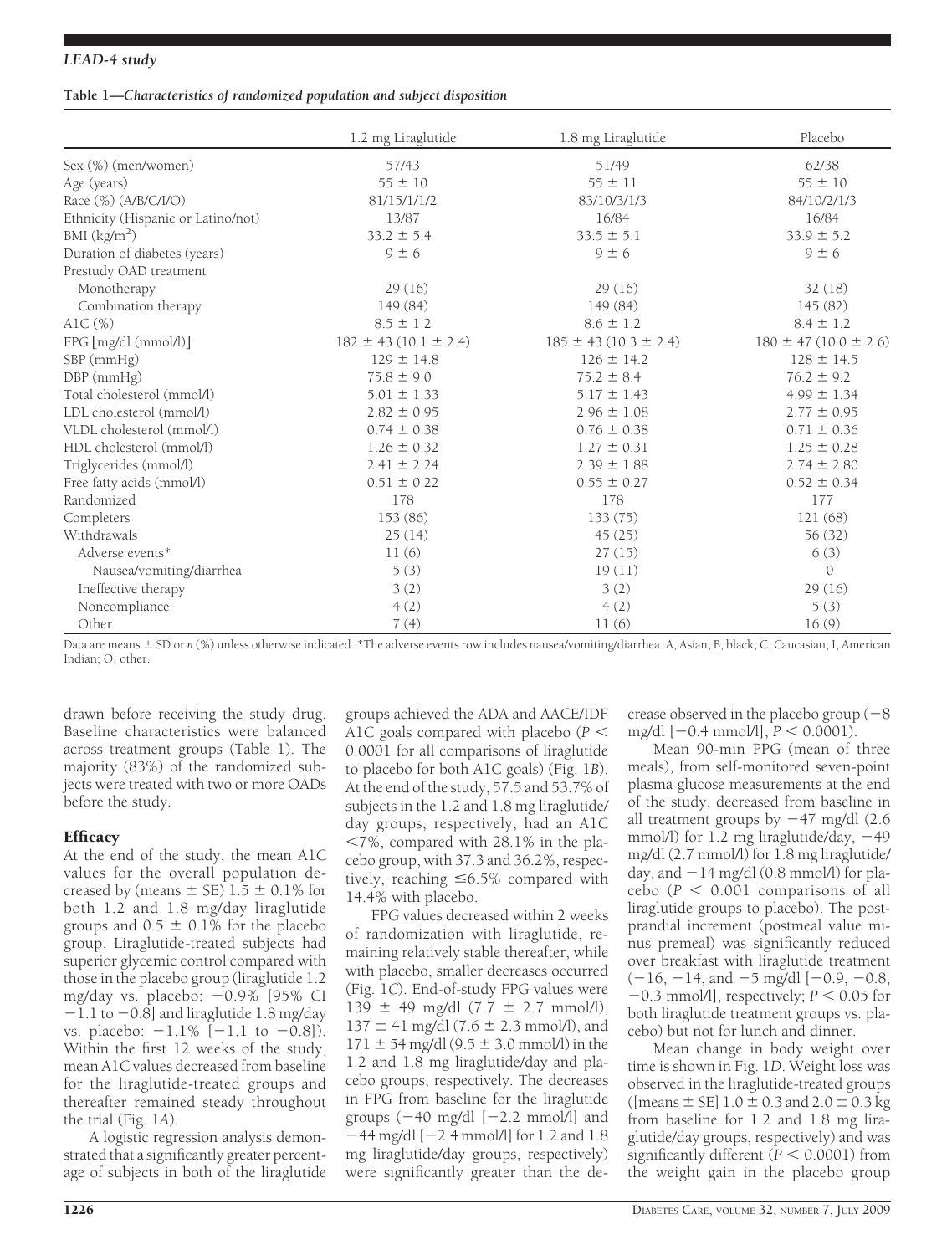**Table 1—Characteristics of randomized population and subject disposition**

| | 1.2 mg Liraglutide | 1.8 mg Liraglutide | Placebo |
|---|---|---|---|
| Sex (%) (men/women) | 57/43 | 51/49 | 62/38 |
| Age (years) | 55 ± 10 | 55 ± 11 | 55 ± 10 |
| Race (%) (A/B/C/I/O) | 81/15/1/1/2 | 83/10/3/1/3 | 84/10/2/1/3 |
| Ethnicity (Hispanic or Latino/not) | 13/87 | 16/84 | 16/84 |
| BMI (kg/m$^2$) | 33.2 ± 5.4 | 33.5 ± 5.1 | 33.9 ± 5.2 |
| Duration of diabetes (years) | 9 ± 6 | 9 ± 6 | 9 ± 6 |
| Prestudy OAD treatment | | | |
| Monotherapy | 29 (16) | 29 (16) | 32 (18) |
| Combination therapy | 149 (84) | 149 (84) | 145 (82) |
| A1C (%) | 8.5 ± 1.2 | 8.6 ± 1.2 | 8.4 ± 1.2 |
| FPG [mg/dl (mmol/l)] | 182 ± 43 (10.1 ± 2.4) | 185 ± 43 (10.3 ± 2.4) | 180 ± 47 (10.0 ± 2.6) |
| SBP (mmHg) | 129 ± 14.8 | 126 ± 14.2 | 128 ± 14.5 |
| DBP (mmHg) | 75.8 ± 9.0 | 75.2 ± 8.4 | 76.2 ± 9.2 |
| Total cholesterol (mmol/l) | 5.01 ± 1.33 | 5.17 ± 1.43 | 4.99 ± 1.34 |
| LDL cholesterol (mmol/l) | 2.82 ± 0.95 | 2.96 ± 1.08 | 2.77 ± 0.95 |
| VLDL cholesterol (mmol/l) | 0.74 ± 0.38 | 0.76 ± 0.38 | 0.71 ± 0.36 |
| HDL cholesterol (mmol/l) | 1.26 ± 0.32 | 1.27 ± 0.31 | 1.25 ± 0.28 |
| Triglycerides (mmol/l) | 2.41 ± 2.24 | 2.39 ± 1.88 | 2.74 ± 2.80 |
| Free fatty acids (mmol/l) | 0.51 ± 0.22 | 0.55 ± 0.27 | 0.52 ± 0.34 |
| Randomized | 178 | 178 | 177 |
| Completers | 153 (86) | 133 (75) | 121 (68) |
| Withdrawals | 25 (14) | 45 (25) | 56 (32) |
| Adverse events* | 11 (6) | 27 (15) | 6 (3) |
| Nausea/vomiting/diarrhea | 5 (3) | 19 (11) | 0 |
| Ineffective therapy | 3 (2) | 3 (2) | 29 (16) |
| Noncompliance | 4 (2) | 4 (2) | 5 (3) |
| Other | 7 (4) | 11 (6) | 16 (9) |

Data are means ± SD or *n* (%) unless otherwise indicated. *The adverse events row includes nausea/vomiting/diarrhea. A, Asian; B, black; C, Caucasian; I, American Indian; O, other.

drawn before receiving the study drug. Baseline characteristics were balanced across treatment groups (Table 1). The majority (83%) of the randomized subjects were treated with two or more OADs before the study.

### Efficacy

At the end of the study, the mean A1C values for the overall population decreased by (means ± SE) 1.5 ± 0.1% for both 1.2 and 1.8 mg/day liraglutide groups and 0.5 ± 0.1% for the placebo group. Liraglutide-treated subjects had superior glycemic control compared with those in the placebo group (liraglutide 1.2 mg/day vs. placebo: −0.9% [95% CI −1.1 to −0.8] and liraglutide 1.8 mg/day vs. placebo: −1.1% [−1.1 to −0.8]). Within the first 12 weeks of the study, mean A1C values decreased from baseline for the liraglutide-treated groups and thereafter remained steady throughout the trial (Fig. 1*A*).

A logistic regression analysis demonstrated that a significantly greater percentage of subjects in both of the liraglutide groups achieved the ADA and AACE/IDF A1C goals compared with placebo ($P < 0.0001$ for all comparisons of liraglutide to placebo for both A1C goals) (Fig. 1*B*). At the end of the study, 57.5 and 53.7% of subjects in the 1.2 and 1.8 mg liraglutide/day groups, respectively, had an A1C <7%, compared with 28.1% in the placebo group, with 37.3 and 36.2%, respectively, reaching ≤6.5% compared with 14.4% with placebo.

FPG values decreased within 2 weeks of randomization with liraglutide, remaining relatively stable thereafter, while with placebo, smaller decreases occurred (Fig. 1*C*). End-of-study FPG values were 139 ± 49 mg/dl (7.7 ± 2.7 mmol/l), 137 ± 41 mg/dl (7.6 ± 2.3 mmol/l), and 171 ± 54 mg/dl (9.5 ± 3.0 mmol/l) in the 1.2 and 1.8 mg liraglutide/day and placebo groups, respectively. The decreases in FPG from baseline for the liraglutide groups (−40 mg/dl [−2.2 mmol/l] and −44 mg/dl [−2.4 mmol/l] for 1.2 and 1.8 mg liraglutide/day groups, respectively) were significantly greater than the decrease observed in the placebo group (−8 mg/dl [−0.4 mmol/l], $P < 0.0001$).

Mean 90-min PPG (mean of three meals), from self-monitored seven-point plasma glucose measurements at the end of the study, decreased from baseline in all treatment groups by −47 mg/dl (2.6 mmol/l) for 1.2 mg liraglutide/day, −49 mg/dl (2.7 mmol/l) for 1.8 mg liraglutide/day, and −14 mg/dl (0.8 mmol/l) for placebo ($P < 0.001$ comparisons of all liraglutide groups to placebo). The postprandial increment (postmeal value minus premeal) was significantly reduced over breakfast with liraglutide treatment (−16, −14, and −5 mg/dl [−0.9, −0.8, −0.3 mmol/l], respectively; $P < 0.05$ for both liraglutide treatment groups vs. placebo) but not for lunch and dinner.

Mean change in body weight over time is shown in Fig. 1*D*. Weight loss was observed in the liraglutide-treated groups ([means ± SE] 1.0 ± 0.3 and 2.0 ± 0.3 kg from baseline for 1.2 and 1.8 mg liraglutide/day groups, respectively) and was significantly different ($P < 0.0001$) from the weight gain in the placebo group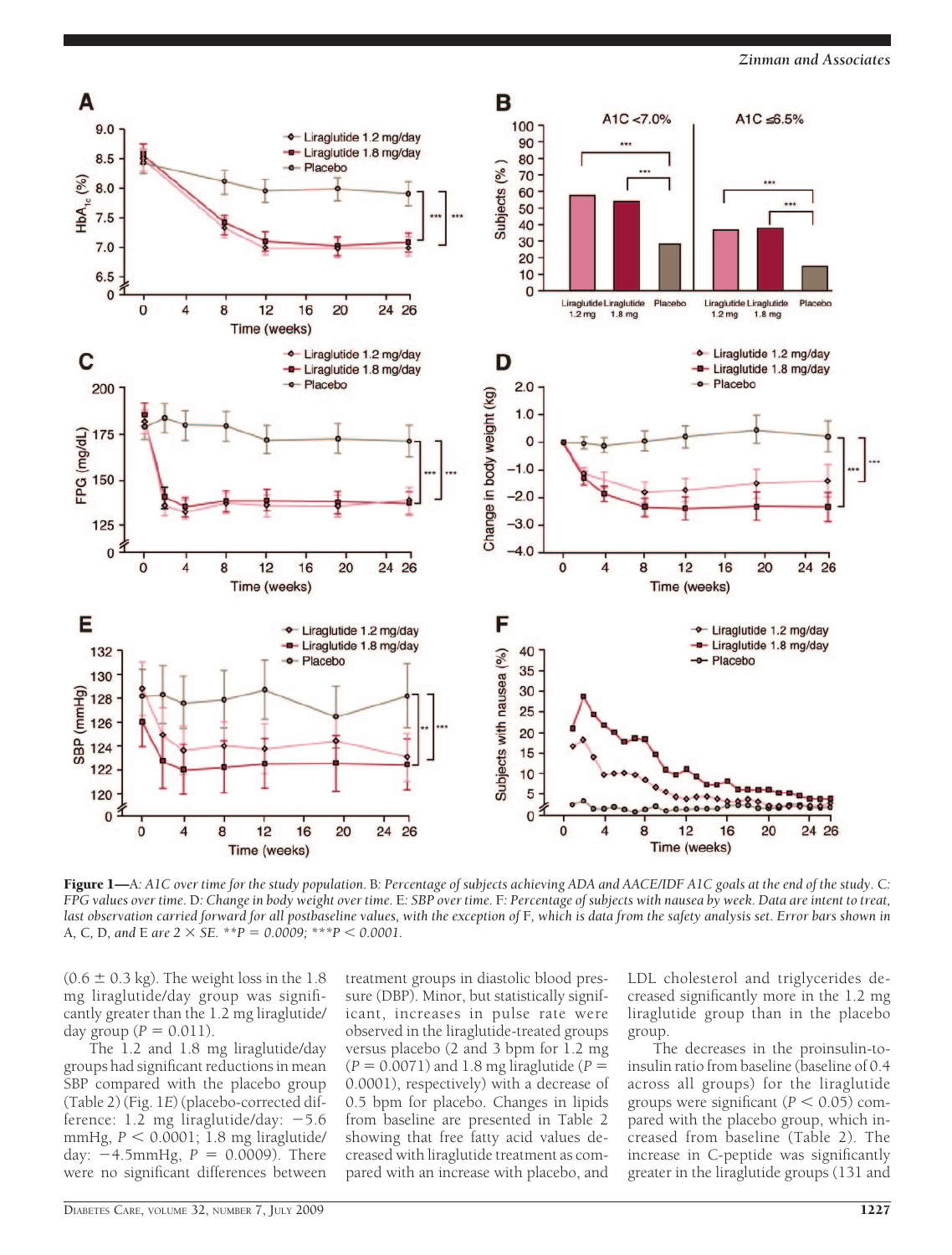**Figure 1**—A: *A1C over time for the study population.* B: *Percentage of subjects achieving ADA and AACE/IDF A1C goals at the end of the study.* C: *FPG values over time.* D: *Change in body weight over time.* E: *SBP over time.* F: *Percentage of subjects with nausea by week. Data are intent to treat, last observation carried forward for all postbaseline values, with the exception of* F, *which is data from the safety analysis set. Error bars shown in* A, C, D, *and* E *are* 2 × SE. **$P = 0.0009$; ***$P < 0.0001$.

(0.6 ± 0.3 kg). The weight loss in the 1.8 mg liraglutide/day group was significantly greater than the 1.2 mg liraglutide/day group ($P = 0.011$).

The 1.2 and 1.8 mg liraglutide/day groups had significant reductions in mean SBP compared with the placebo group (Table 2) (Fig. 1*E*) (placebo-corrected difference: 1.2 mg liraglutide/day: −5.6 mmHg, $P < 0.0001$; 1.8 mg liraglutide/day: −4.5mmHg, $P = 0.0009$). There were no significant differences between treatment groups in diastolic blood pressure (DBP). Minor, but statistically significant, increases in pulse rate were observed in the liraglutide-treated groups versus placebo (2 and 3 bpm for 1.2 mg ($P = 0.0071$) and 1.8 mg liraglutide ($P = 0.0001$), respectively) with a decrease of 0.5 bpm for placebo. Changes in lipids from baseline are presented in Table 2 showing that free fatty acid values decreased with liraglutide treatment as compared with an increase with placebo, and LDL cholesterol and triglycerides decreased significantly more in the 1.2 mg liraglutide group than in the placebo group.

The decreases in the proinsulin-to-insulin ratio from baseline (baseline of 0.4 across all groups) for the liraglutide groups were significant ($P < 0.05$) compared with the placebo group, which increased from baseline (Table 2). The increase in C-peptide was significantly greater in the liraglutide groups (131 and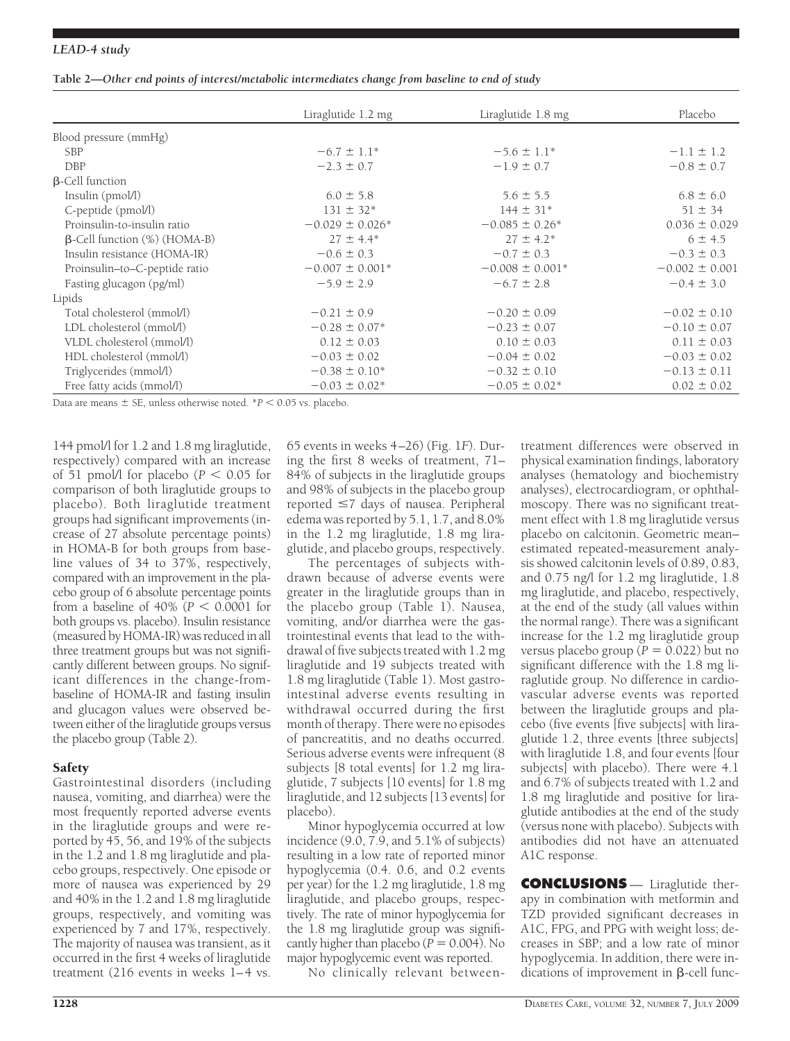**Table 2—Other end points of interest/metabolic intermediates change from baseline to end of study**

| | Liraglutide 1.2 mg | Liraglutide 1.8 mg | Placebo |
|---|---|---|---|
| Blood pressure (mmHg) | | | |
| SBP | −6.7 ± 1.1* | −5.6 ± 1.1* | −1.1 ± 1.2 |
| DBP | −2.3 ± 0.7 | −1.9 ± 0.7 | −0.8 ± 0.7 |
| β-Cell function | | | |
| Insulin (pmol/l) | 6.0 ± 5.8 | 5.6 ± 5.5 | 6.8 ± 6.0 |
| C-peptide (pmol/l) | 131 ± 32* | 144 ± 31* | 51 ± 34 |
| Proinsulin-to-insulin ratio | −0.029 ± 0.026* | −0.085 ± 0.26* | 0.036 ± 0.029 |
| β-Cell function (%) (HOMA-B) | 27 ± 4.4* | 27 ± 4.2* | 6 ± 4.5 |
| Insulin resistance (HOMA-IR) | −0.6 ± 0.3 | −0.7 ± 0.3 | −0.3 ± 0.3 |
| Proinsulin–to–C-peptide ratio | −0.007 ± 0.001* | −0.008 ± 0.001* | −0.002 ± 0.001 |
| Fasting glucagon (pg/ml) | −5.9 ± 2.9 | −6.7 ± 2.8 | −0.4 ± 3.0 |
| Lipids | | | |
| Total cholesterol (mmol/l) | −0.21 ± 0.9 | −0.20 ± 0.09 | −0.02 ± 0.10 |
| LDL cholesterol (mmol/l) | −0.28 ± 0.07* | −0.23 ± 0.07 | −0.10 ± 0.07 |
| VLDL cholesterol (mmol/l) | 0.12 ± 0.03 | 0.10 ± 0.03 | 0.11 ± 0.03 |
| HDL cholesterol (mmol/l) | −0.03 ± 0.02 | −0.04 ± 0.02 | −0.03 ± 0.02 |
| Triglycerides (mmol/l) | −0.38 ± 0.10* | −0.32 ± 0.10 | −0.13 ± 0.11 |
| Free fatty acids (mmol/l) | −0.03 ± 0.02* | −0.05 ± 0.02* | 0.02 ± 0.02 |

Data are means ± SE, unless otherwise noted. *$P < 0.05$ vs. placebo.

144 pmol/l for 1.2 and 1.8 mg liraglutide, respectively) compared with an increase of 51 pmol/l for placebo ($P < 0.05$ for comparison of both liraglutide groups to placebo). Both liraglutide treatment groups had significant improvements (increase of 27 absolute percentage points) in HOMA-B for both groups from baseline values of 34 to 37%, respectively, compared with an improvement in the placebo group of 6 absolute percentage points from a baseline of 40% ($P < 0.0001$ for both groups vs. placebo). Insulin resistance (measured by HOMA-IR) was reduced in all three treatment groups but was not significantly different between groups. No significant differences in the change-from-baseline of HOMA-IR and fasting insulin and glucagon values were observed between either of the liraglutide groups versus the placebo group (Table 2).

## Safety

Gastrointestinal disorders (including nausea, vomiting, and diarrhea) were the most frequently reported adverse events in the liraglutide groups and were reported by 45, 56, and 19% of the subjects in the 1.2 and 1.8 mg liraglutide and placebo groups, respectively. One episode or more of nausea was experienced by 29 and 40% in the 1.2 and 1.8 mg liraglutide groups, respectively, and vomiting was experienced by 7 and 17%, respectively. The majority of nausea was transient, as it occurred in the first 4 weeks of liraglutide treatment (216 events in weeks 1–4 vs. 65 events in weeks 4–26) (Fig. 1*F*). During the first 8 weeks of treatment, 71–84% of subjects in the liraglutide groups and 98% of subjects in the placebo group reported ≤7 days of nausea. Peripheral edema was reported by 5.1, 1.7, and 8.0% in the 1.2 mg liraglutide, 1.8 mg liraglutide, and placebo groups, respectively.

The percentages of subjects withdrawn because of adverse events were greater in the liraglutide groups than in the placebo group (Table 1). Nausea, vomiting, and/or diarrhea were the gastrointestinal events that lead to the withdrawal of five subjects treated with 1.2 mg liraglutide and 19 subjects treated with 1.8 mg liraglutide (Table 1). Most gastrointestinal adverse events resulting in withdrawal occurred during the first month of therapy. There were no episodes of pancreatitis, and no deaths occurred. Serious adverse events were infrequent (8 subjects [8 total events] for 1.2 mg liraglutide, 7 subjects [10 events] for 1.8 mg liraglutide, and 12 subjects [13 events] for placebo).

Minor hypoglycemia occurred at low incidence (9.0, 7.9, and 5.1% of subjects) resulting in a low rate of reported minor hypoglycemia (0.4. 0.6, and 0.2 events per year) for the 1.2 mg liraglutide, 1.8 mg liraglutide, and placebo groups, respectively. The rate of minor hypoglycemia for the 1.8 mg liraglutide group was significantly higher than placebo ($P = 0.004$). No major hypoglycemic event was reported.

No clinically relevant between-treatment differences were observed in physical examination findings, laboratory analyses (hematology and biochemistry analyses), electrocardiogram, or ophthalmoscopy. There was no significant treatment effect with 1.8 mg liraglutide versus placebo on calcitonin. Geometric mean–estimated repeated-measurement analysis showed calcitonin levels of 0.89, 0.83, and 0.75 ng/l for 1.2 mg liraglutide, 1.8 mg liraglutide, and placebo, respectively, at the end of the study (all values within the normal range). There was a significant increase for the 1.2 mg liraglutide group versus placebo group ($P = 0.022$) but no significant difference with the 1.8 mg liraglutide group. No difference in cardiovascular adverse events was reported between the liraglutide groups and placebo (five events [five subjects] with liraglutide 1.2, three events [three subjects] with liraglutide 1.8, and four events [four subjects] with placebo). There were 4.1 and 6.7% of subjects treated with 1.2 and 1.8 mg liraglutide and positive for liraglutide antibodies at the end of the study (versus none with placebo). Subjects with antibodies did not have an attenuated A1C response.

## CONCLUSIONS

Liraglutide therapy in combination with metformin and TZD provided significant decreases in A1C, FPG, and PPG with weight loss; decreases in SBP; and a low rate of minor hypoglycemia. In addition, there were indications of improvement in β-cell func-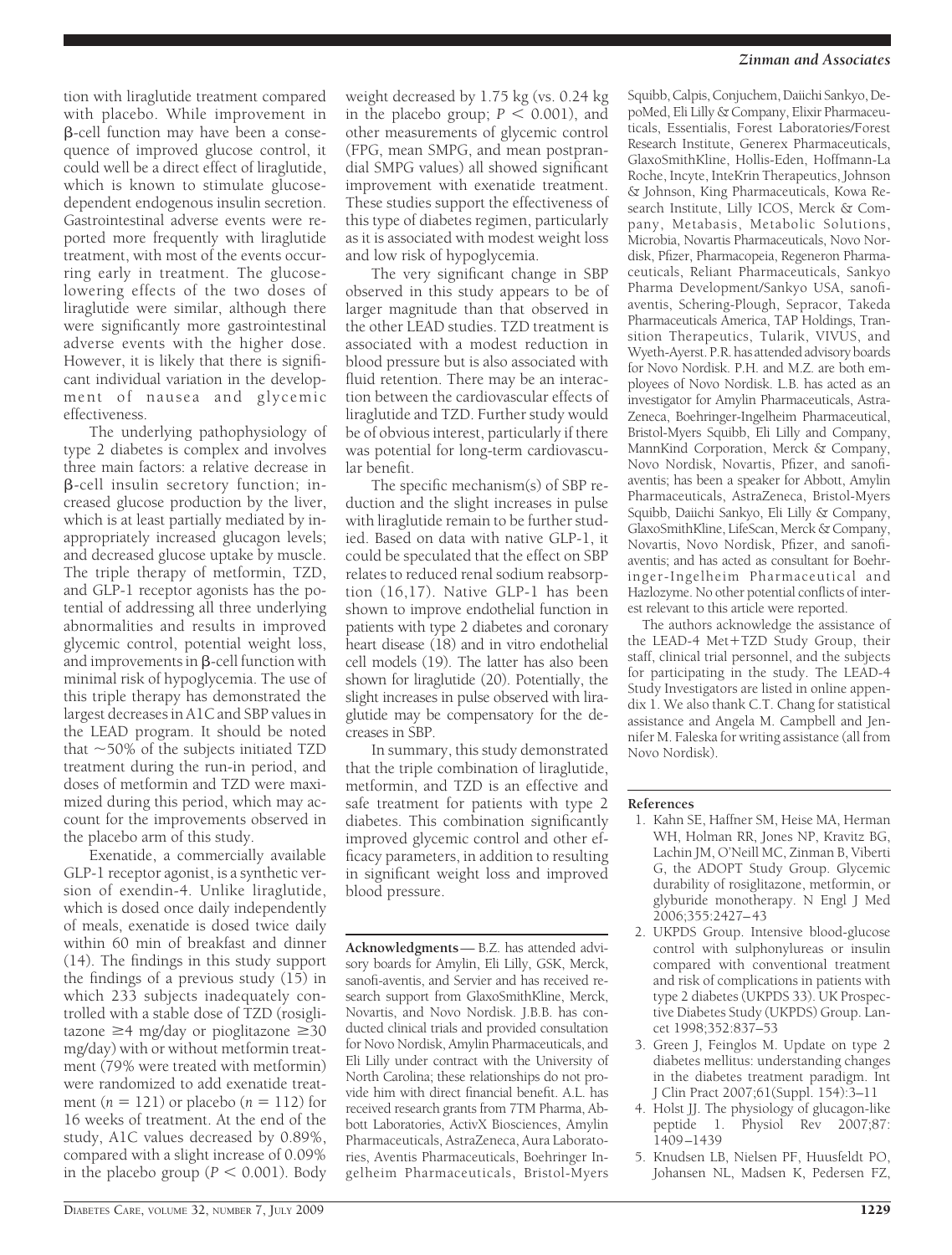tion with liraglutide treatment compared with placebo. While improvement in β-cell function may have been a consequence of improved glucose control, it could well be a direct effect of liraglutide, which is known to stimulate glucose-dependent endogenous insulin secretion. Gastrointestinal adverse events were reported more frequently with liraglutide treatment, with most of the events occurring early in treatment. The glucose-lowering effects of the two doses of liraglutide were similar, although there were significantly more gastrointestinal adverse events with the higher dose. However, it is likely that there is significant individual variation in the development of nausea and glycemic effectiveness.

The underlying pathophysiology of type 2 diabetes is complex and involves three main factors: a relative decrease in β-cell insulin secretory function; increased glucose production by the liver, which is at least partially mediated by inappropriately increased glucagon levels; and decreased glucose uptake by muscle. The triple therapy of metformin, TZD, and GLP-1 receptor agonists has the potential of addressing all three underlying abnormalities and results in improved glycemic control, potential weight loss, and improvements in β-cell function with minimal risk of hypoglycemia. The use of this triple therapy has demonstrated the largest decreases in A1C and SBP values in the LEAD program. It should be noted that ~50% of the subjects initiated TZD treatment during the run-in period, and doses of metformin and TZD were maximized during this period, which may account for the improvements observed in the placebo arm of this study.

Exenatide, a commercially available GLP-1 receptor agonist, is a synthetic version of exendin-4. Unlike liraglutide, which is dosed once daily independently of meals, exenatide is dosed twice daily within 60 min of breakfast and dinner (14). The findings in this study support the findings of a previous study (15) in which 233 subjects inadequately controlled with a stable dose of TZD (rosiglitazone ≥4 mg/day or pioglitazone ≥30 mg/day) with or without metformin treatment (79% were treated with metformin) were randomized to add exenatide treatment ($n = 121$) or placebo ($n = 112$) for 16 weeks of treatment. At the end of the study, A1C values decreased by 0.89%, compared with a slight increase of 0.09% in the placebo group ($P < 0.001$). Body weight decreased by 1.75 kg (vs. 0.24 kg in the placebo group; $P < 0.001$), and other measurements of glycemic control (FPG, mean SMPG, and mean postprandial SMPG values) all showed significant improvement with exenatide treatment. These studies support the effectiveness of this type of diabetes regimen, particularly as it is associated with modest weight loss and low risk of hypoglycemia.

The very significant change in SBP observed in this study appears to be of larger magnitude than that observed in the other LEAD studies. TZD treatment is associated with a modest reduction in blood pressure but is also associated with fluid retention. There may be an interaction between the cardiovascular effects of liraglutide and TZD. Further study would be of obvious interest, particularly if there was potential for long-term cardiovascular benefit.

The specific mechanism(s) of SBP reduction and the slight increases in pulse with liraglutide remain to be further studied. Based on data with native GLP-1, it could be speculated that the effect on SBP relates to reduced renal sodium reabsorption (16,17). Native GLP-1 has been shown to improve endothelial function in patients with type 2 diabetes and coronary heart disease (18) and in vitro endothelial cell models (19). The latter has also been shown for liraglutide (20). Potentially, the slight increases in pulse observed with liraglutide may be compensatory for the decreases in SBP.

In summary, this study demonstrated that the triple combination of liraglutide, metformin, and TZD is an effective and safe treatment for patients with type 2 diabetes. This combination significantly improved glycemic control and other efficacy parameters, in addition to resulting in significant weight loss and improved blood pressure.

**Acknowledgments**— B.Z. has attended advisory boards for Amylin, Eli Lilly, GSK, Merck, sanofi-aventis, and Servier and has received research support from GlaxoSmithKline, Merck, Novartis, and Novo Nordisk. J.B.B. has conducted clinical trials and provided consultation for Novo Nordisk, Amylin Pharmaceuticals, and Eli Lilly under contract with the University of North Carolina; these relationships do not provide him with direct financial benefit. A.L. has received research grants from 7TM Pharma, Abbott Laboratories, ActivX Biosciences, Amylin Pharmaceuticals, AstraZeneca, Aura Laboratories, Aventis Pharmaceuticals, Boehringer Ingelheim Pharmaceuticals, Bristol-Myers Squibb, Calpis, Conjuchem, Daiichi Sankyo, DepoMed, Eli Lilly & Company, Elixir Pharmaceuticals, Essentialis, Forest Laboratories/Forest Research Institute, Generex Pharmaceuticals, GlaxoSmithKline, Hollis-Eden, Hoffmann-La Roche, Incyte, InteKrin Therapeutics, Johnson & Johnson, King Pharmaceuticals, Kowa Research Institute, Lilly ICOS, Merck & Company, Metabasis, Metabolic Solutions, Microbia, Novartis Pharmaceuticals, Novo Nordisk, Pfizer, Pharmacopeia, Regeneron Pharmaceuticals, Reliant Pharmaceuticals, Sankyo Pharma Development/Sankyo USA, sanofi-aventis, Schering-Plough, Sepracor, Takeda Pharmaceuticals America, TAP Holdings, Transition Therapeutics, Tularik, VIVUS, and Wyeth-Ayerst. P.R. has attended advisory boards for Novo Nordisk. P.H. and M.Z. are both employees of Novo Nordisk. L.B. has acted as an investigator for Amylin Pharmaceuticals, AstraZeneca, Boehringer-Ingelheim Pharmaceutical, Bristol-Myers Squibb, Eli Lilly and Company, MannKind Corporation, Merck & Company, Novo Nordisk, Novartis, Pfizer, and sanofi-aventis; has been a speaker for Abbott, Amylin Pharmaceuticals, AstraZeneca, Bristol-Myers Squibb, Daiichi Sankyo, Eli Lilly & Company, GlaxoSmithKline, LifeScan, Merck & Company, Novartis, Novo Nordisk, Pfizer, and sanofi-aventis; and has acted as consultant for Boehringer-Ingelheim Pharmaceutical and Hazlozyme. No other potential conflicts of interest relevant to this article were reported.

The authors acknowledge the assistance of the LEAD-4 Met+TZD Study Group, their staff, clinical trial personnel, and the subjects for participating in the study. The LEAD-4 Study Investigators are listed in online appendix 1. We also thank C.T. Chang for statistical assistance and Angela M. Campbell and Jennifer M. Faleska for writing assistance (all from Novo Nordisk).

## References

1. Kahn SE, Haffner SM, Heise MA, Herman WH, Holman RR, Jones NP, Kravitz BG, Lachin JM, O'Neill MC, Zinman B, Viberti G, the ADOPT Study Group. Glycemic durability of rosiglitazone, metformin, or glyburide monotherapy. N Engl J Med 2006;355:2427–43
2. UKPDS Group. Intensive blood-glucose control with sulphonylureas or insulin compared with conventional treatment and risk of complications in patients with type 2 diabetes (UKPDS 33). UK Prospective Diabetes Study (UKPDS) Group. Lancet 1998;352:837–53
3. Green J, Feinglos M. Update on type 2 diabetes mellitus: understanding changes in the diabetes treatment paradigm. Int J Clin Pract 2007;61(Suppl. 154):3–11
4. Holst JJ. The physiology of glucagon-like peptide 1. Physiol Rev 2007;87: 1409–1439
5. Knudsen LB, Nielsen PF, Huusfeldt PO, Johansen NL, Madsen K, Pedersen FZ,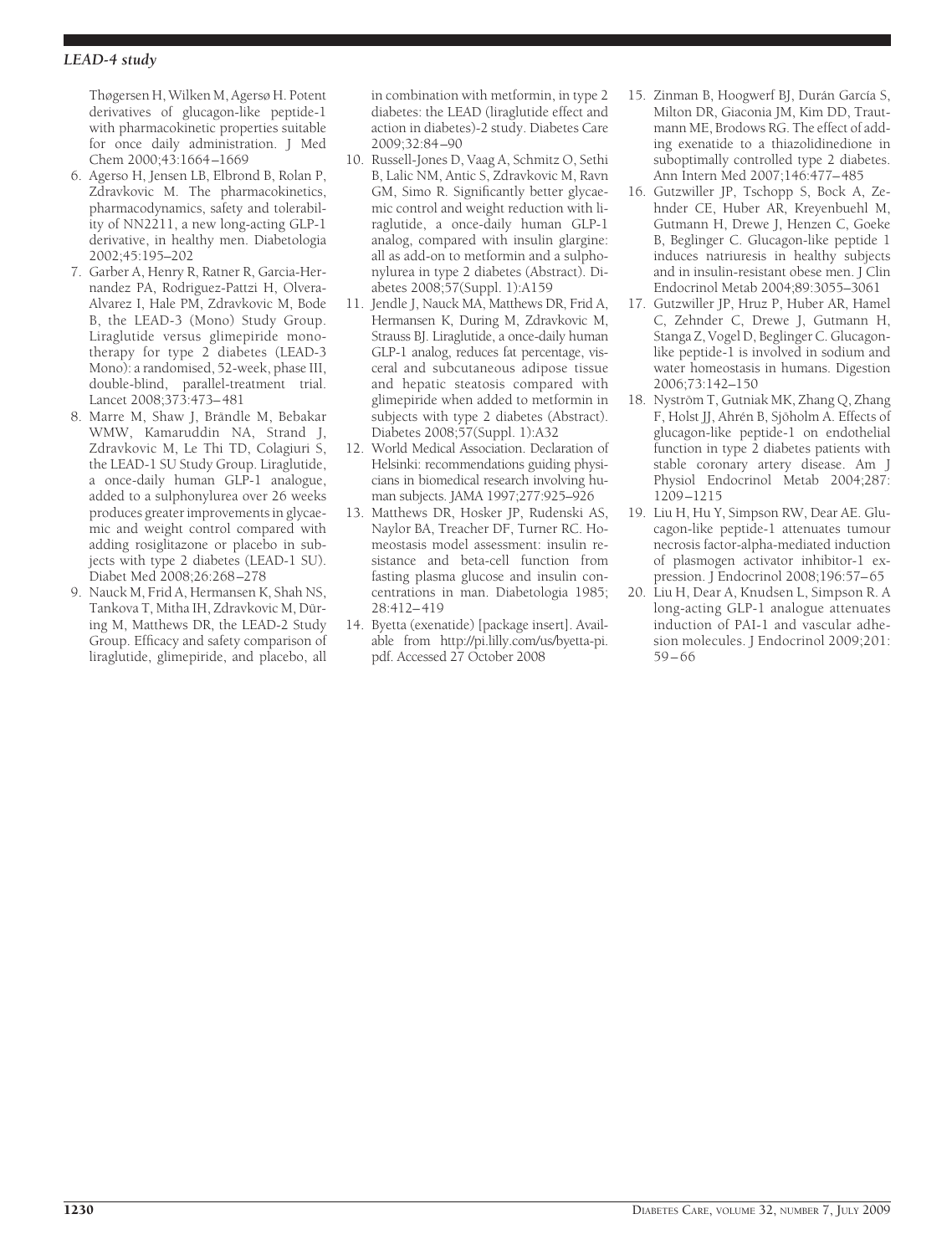Thøgersen H, Wilken M, Agersø H. Potent derivatives of glucagon-like peptide-1 with pharmacokinetic properties suitable for once daily administration. J Med Chem 2000;43:1664–1669

6. Agerso H, Jensen LB, Elbrond B, Rolan P, Zdravkovic M. The pharmacokinetics, pharmacodynamics, safety and tolerability of NN2211, a new long-acting GLP-1 derivative, in healthy men. Diabetologia 2002;45:195–202
7. Garber A, Henry R, Ratner R, Garcia-Hernandez PA, Rodriguez-Pattzi H, Olvera-Alvarez I, Hale PM, Zdravkovic M, Bode B, the LEAD-3 (Mono) Study Group. Liraglutide versus glimepiride monotherapy for type 2 diabetes (LEAD-3 Mono): a randomised, 52-week, phase III, double-blind, parallel-treatment trial. Lancet 2008;373:473–481
8. Marre M, Shaw J, Brändle M, Bebakar WMW, Kamaruddin NA, Strand J, Zdravkovic M, Le Thi TD, Colagiuri S, the LEAD-1 SU Study Group. Liraglutide, a once-daily human GLP-1 analogue, added to a sulphonylurea over 26 weeks produces greater improvements in glycaemic and weight control compared with adding rosiglitazone or placebo in subjects with type 2 diabetes (LEAD-1 SU). Diabet Med 2008;26:268–278
9. Nauck M, Frid A, Hermansen K, Shah NS, Tankova T, Mitha IH, Zdravkovic M, Düring M, Matthews DR, the LEAD-2 Study Group. Efficacy and safety comparison of liraglutide, glimepiride, and placebo, all in combination with metformin, in type 2 diabetes: the LEAD (liraglutide effect and action in diabetes)-2 study. Diabetes Care 2009;32:84–90
10. Russell-Jones D, Vaag A, Schmitz O, Sethi B, Lalic NM, Antic S, Zdravkovic M, Ravn GM, Simo R. Significantly better glycaemic control and weight reduction with liraglutide, a once-daily human GLP-1 analog, compared with insulin glargine: all as add-on to metformin and a sulphonylurea in type 2 diabetes (Abstract). Diabetes 2008;57(Suppl. 1):A159
11. Jendle J, Nauck MA, Matthews DR, Frid A, Hermansen K, During M, Zdravkovic M, Strauss BJ. Liraglutide, a once-daily human GLP-1 analog, reduces fat percentage, visceral and subcutaneous adipose tissue and hepatic steatosis compared with glimepiride when added to metformin in subjects with type 2 diabetes (Abstract). Diabetes 2008;57(Suppl. 1):A32
12. World Medical Association. Declaration of Helsinki: recommendations guiding physicians in biomedical research involving human subjects. JAMA 1997;277:925–926
13. Matthews DR, Hosker JP, Rudenski AS, Naylor BA, Treacher DF, Turner RC. Homeostasis model assessment: insulin resistance and beta-cell function from fasting plasma glucose and insulin concentrations in man. Diabetologia 1985; 28:412–419
14. Byetta (exenatide) [package insert]. Available from http://pi.lilly.com/us/byetta-pi.pdf. Accessed 27 October 2008
15. Zinman B, Hoogwerf BJ, Durán García S, Milton DR, Giaconia JM, Kim DD, Trautmann ME, Brodows RG. The effect of adding exenatide to a thiazolidinedione in suboptimally controlled type 2 diabetes. Ann Intern Med 2007;146:477–485
16. Gutzwiller JP, Tschopp S, Bock A, Zehnder CE, Huber AR, Kreyenbuehl M, Gutmann H, Drewe J, Henzen C, Goeke B, Beglinger C. Glucagon-like peptide 1 induces natriuresis in healthy subjects and in insulin-resistant obese men. J Clin Endocrinol Metab 2004;89:3055–3061
17. Gutzwiller JP, Hruz P, Huber AR, Hamel C, Zehnder C, Drewe J, Gutmann H, Stanga Z, Vogel D, Beglinger C. Glucagon-like peptide-1 is involved in sodium and water homeostasis in humans. Digestion 2006;73:142–150
18. Nyström T, Gutniak MK, Zhang Q, Zhang F, Holst JJ, Ahrén B, Sjöholm A. Effects of glucagon-like peptide-1 on endothelial function in type 2 diabetes patients with stable coronary artery disease. Am J Physiol Endocrinol Metab 2004;287: 1209–1215
19. Liu H, Hu Y, Simpson RW, Dear AE. Glucagon-like peptide-1 attenuates tumour necrosis factor-alpha-mediated induction of plasmogen activator inhibitor-1 expression. J Endocrinol 2008;196:57–65
20. Liu H, Dear A, Knudsen L, Simpson R. A long-acting GLP-1 analogue attenuates induction of PAI-1 and vascular adhesion molecules. J Endocrinol 2009;201: 59–66